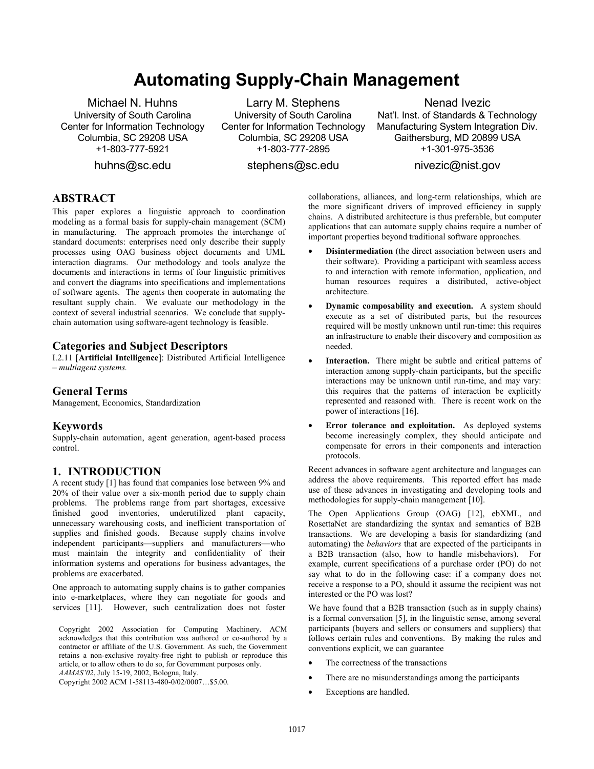# Automating Supply-Chain Management

Michael N. Huhns
University of South Carolina
Center for Information Technology
Columbia, SC 29208 USA
+1-803-777-5921
huhns@sc.edu

Larry M. Stephens
University of South Carolina
Center for Information Technology
Columbia, SC 29208 USA
+1-803-777-2895
stephens@sc.edu

Nenad Ivezic
Nat'l. Inst. of Standards & Technology
Manufacturing System Integration Div.
Gaithersburg, MD 20899 USA
+1-301-975-3536
nivezic@nist.gov

## ABSTRACT

This paper explores a linguistic approach to coordination modeling as a formal basis for supply-chain management (SCM) in manufacturing. The approach promotes the interchange of standard documents: enterprises need only describe their supply processes using OAG business object documents and UML interaction diagrams. Our methodology and tools analyze the documents and interactions in terms of four linguistic primitives and convert the diagrams into specifications and implementations of software agents. The agents then cooperate in automating the resultant supply chain. We evaluate our methodology in the context of several industrial scenarios. We conclude that supply-chain automation using software-agent technology is feasible.

### Categories and Subject Descriptors

I.2.11 [**Artificial Intelligence**]: Distributed Artificial Intelligence – *multiagent systems.*

### General Terms

Management, Economics, Standardization

### Keywords

Supply-chain automation, agent generation, agent-based process control.

## 1. INTRODUCTION

A recent study [1] has found that companies lose between 9% and 20% of their value over a six-month period due to supply chain problems. The problems range from part shortages, excessive finished good inventories, underutilized plant capacity, unnecessary warehousing costs, and inefficient transportation of supplies and finished goods. Because supply chains involve independent participants—suppliers and manufacturers—who must maintain the integrity and confidentiality of their information systems and operations for business advantages, the problems are exacerbated.

One approach to automating supply chains is to gather companies into e-marketplaces, where they can negotiate for goods and services [11]. However, such centralization does not foster collaborations, alliances, and long-term relationships, which are the more significant drivers of improved efficiency in supply chains. A distributed architecture is thus preferable, but computer applications that can automate supply chains require a number of important properties beyond traditional software approaches.

- **Disintermediation** (the direct association between users and their software). Providing a participant with seamless access to and interaction with remote information, application, and human resources requires a distributed, active-object architecture.
- **Dynamic composability and execution.** A system should execute as a set of distributed parts, but the resources required will be mostly unknown until run-time: this requires an infrastructure to enable their discovery and composition as needed.
- **Interaction.** There might be subtle and critical patterns of interaction among supply-chain participants, but the specific interactions may be unknown until run-time, and may vary: this requires that the patterns of interaction be explicitly represented and reasoned with. There is recent work on the power of interactions [16].
- **Error tolerance and exploitation.** As deployed systems become increasingly complex, they should anticipate and compensate for errors in their components and interaction protocols.

Recent advances in software agent architecture and languages can address the above requirements. This reported effort has made use of these advances in investigating and developing tools and methodologies for supply-chain management [10].

The Open Applications Group (OAG) [12], ebXML, and RosettaNet are standardizing the syntax and semantics of B2B transactions. We are developing a basis for standardizing (and automating) the *behaviors* that are expected of the participants in a B2B transaction (also, how to handle misbehaviors). For example, current specifications of a purchase order (PO) do not say what to do in the following case: if a company does not receive a response to a PO, should it assume the recipient was not interested or the PO was lost?

We have found that a B2B transaction (such as in supply chains) is a formal conversation [5], in the linguistic sense, among several participants (buyers and sellers or consumers and suppliers) that follows certain rules and conventions. By making the rules and conventions explicit, we can guarantee

- The correctness of the transactions
- There are no misunderstandings among the participants
- Exceptions are handled.

Copyright 2002 Association for Computing Machinery. ACM acknowledges that this contribution was authored or co-authored by a contractor or affiliate of the U.S. Government. As such, the Government retains a non-exclusive royalty-free right to publish or reproduce this article, or to allow others to do so, for Government purposes only.
*AAMAS'02*, July 15-19, 2002, Bologna, Italy.
Copyright 2002 ACM 1-58113-480-0/02/0007…$5.00.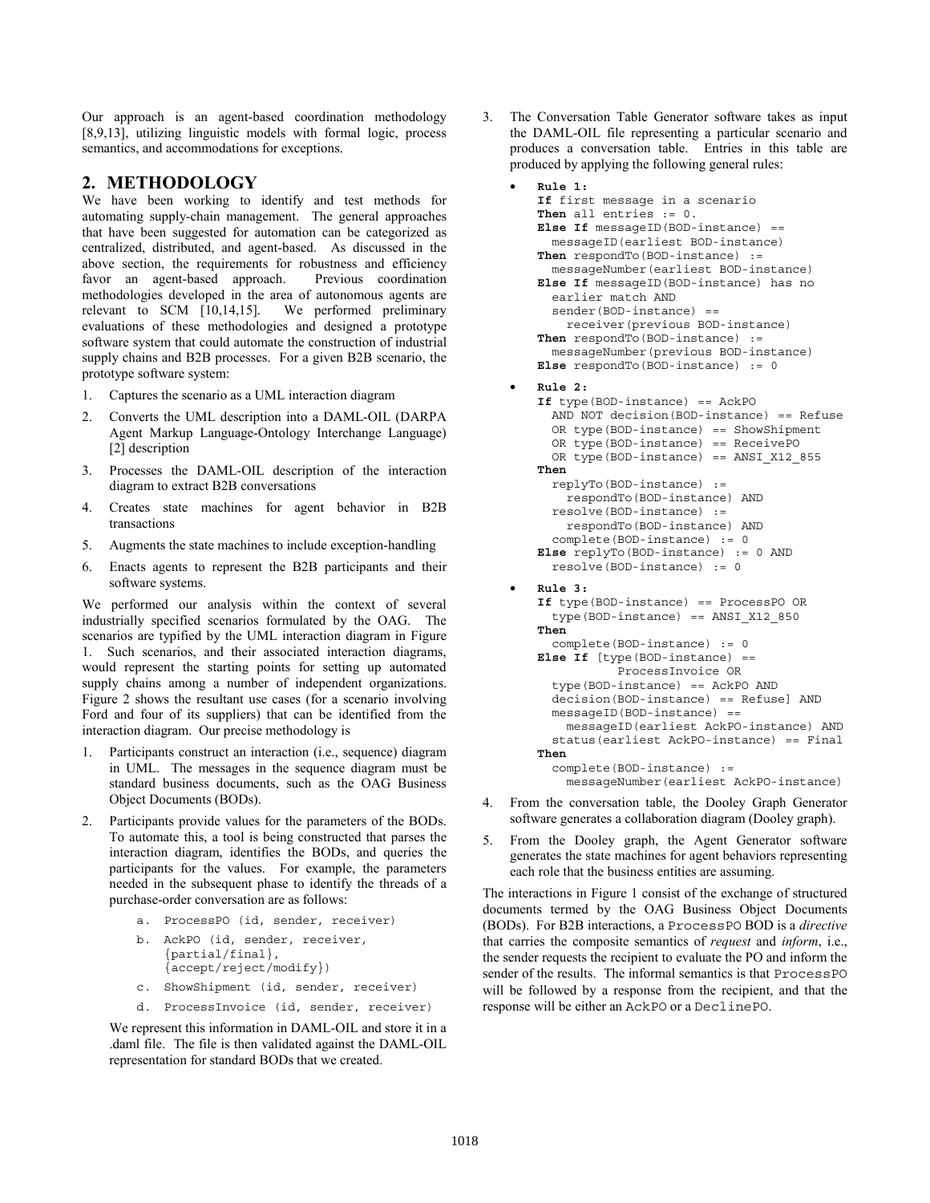Our approach is an agent-based coordination methodology [8,9,13], utilizing linguistic models with formal logic, process semantics, and accommodations for exceptions.

## 2. METHODOLOGY

We have been working to identify and test methods for automating supply-chain management. The general approaches that have been suggested for automation can be categorized as centralized, distributed, and agent-based. As discussed in the above section, the requirements for robustness and efficiency favor an agent-based approach. Previous coordination methodologies developed in the area of autonomous agents are relevant to SCM [10,14,15]. We performed preliminary evaluations of these methodologies and designed a prototype software system that could automate the construction of industrial supply chains and B2B processes. For a given B2B scenario, the prototype software system:

1. Captures the scenario as a UML interaction diagram
2. Converts the UML description into a DAML-OIL (DARPA Agent Markup Language-Ontology Interchange Language) [2] description
3. Processes the DAML-OIL description of the interaction diagram to extract B2B conversations
4. Creates state machines for agent behavior in B2B transactions
5. Augments the state machines to include exception-handling
6. Enacts agents to represent the B2B participants and their software systems.

We performed our analysis within the context of several industrially specified scenarios formulated by the OAG. The scenarios are typified by the UML interaction diagram in Figure 1. Such scenarios, and their associated interaction diagrams, would represent the starting points for setting up automated supply chains among a number of independent organizations. Figure 2 shows the resultant use cases (for a scenario involving Ford and four of its suppliers) that can be identified from the interaction diagram. Our precise methodology is

1. Participants construct an interaction (i.e., sequence) diagram in UML. The messages in the sequence diagram must be standard business documents, such as the OAG Business Object Documents (BODs).
2. Participants provide values for the parameters of the BODs. To automate this, a tool is being constructed that parses the interaction diagram, identifies the BODs, and queries the participants for the values. For example, the parameters needed in the subsequent phase to identify the threads of a purchase-order conversation are as follows:

   ```
   a. ProcessPO (id, sender, receiver)
   b. AckPO (id, sender, receiver,
      {partial/final},
      {accept/reject/modify})
   c. ShowShipment (id, sender, receiver)
   d. ProcessInvoice (id, sender, receiver)
   ```

   We represent this information in DAML-OIL and store it in a .daml file. The file is then validated against the DAML-OIL representation for standard BODs that we created.

3. The Conversation Table Generator software takes as input the DAML-OIL file representing a particular scenario and produces a conversation table. Entries in this table are produced by applying the following general rules:

   - **Rule 1:**
     ```
     If first message in a scenario
     Then all entries := 0.
     Else If messageID(BOD-instance) ==
       messageID(earliest BOD-instance)
     Then respondTo(BOD-instance) :=
       messageNumber(earliest BOD-instance)
     Else If messageID(BOD-instance) has no
       earlier match AND
       sender(BOD-instance) ==
         receiver(previous BOD-instance)
     Then respondTo(BOD-instance) :=
       messageNumber(previous BOD-instance)
     Else respondTo(BOD-instance) := 0
     ```
   - **Rule 2:**
     ```
     If type(BOD-instance) == AckPO
       AND NOT decision(BOD-instance) == Refuse
       OR type(BOD-instance) == ShowShipment
       OR type(BOD-instance) == ReceivePO
       OR type(BOD-instance) == ANSI_X12_855
     Then
       replyTo(BOD-instance) :=
         respondTo(BOD-instance) AND
       resolve(BOD-instance) :=
         respondTo(BOD-instance) AND
       complete(BOD-instance) := 0
     Else replyTo(BOD-instance) := 0 AND
       resolve(BOD-instance) := 0
     ```
   - **Rule 3:**
     ```
     If type(BOD-instance) == ProcessPO OR
       type(BOD-instance) == ANSI_X12_850
     Then
       complete(BOD-instance) := 0
     Else If [type(BOD-instance) ==
               ProcessInvoice OR
       type(BOD-instance) == AckPO AND
       decision(BOD-instance) == Refuse] AND
       messageID(BOD-instance) ==
         messageID(earliest AckPO-instance) AND
       status(earliest AckPO-instance) == Final
     Then
       complete(BOD-instance) :=
         messageNumber(earliest AckPO-instance)
     ```

4. From the conversation table, the Dooley Graph Generator software generates a collaboration diagram (Dooley graph).
5. From the Dooley graph, the Agent Generator software generates the state machines for agent behaviors representing each role that the business entities are assuming.

The interactions in Figure 1 consist of the exchange of structured documents termed by the OAG Business Object Documents (BODs). For B2B interactions, a `ProcessPO` BOD is a *directive* that carries the composite semantics of *request* and *inform*, i.e., the sender requests the recipient to evaluate the PO and inform the sender of the results. The informal semantics is that `ProcessPO` will be followed by a response from the recipient, and that the response will be either an `AckPO` or a `DeclinePO`.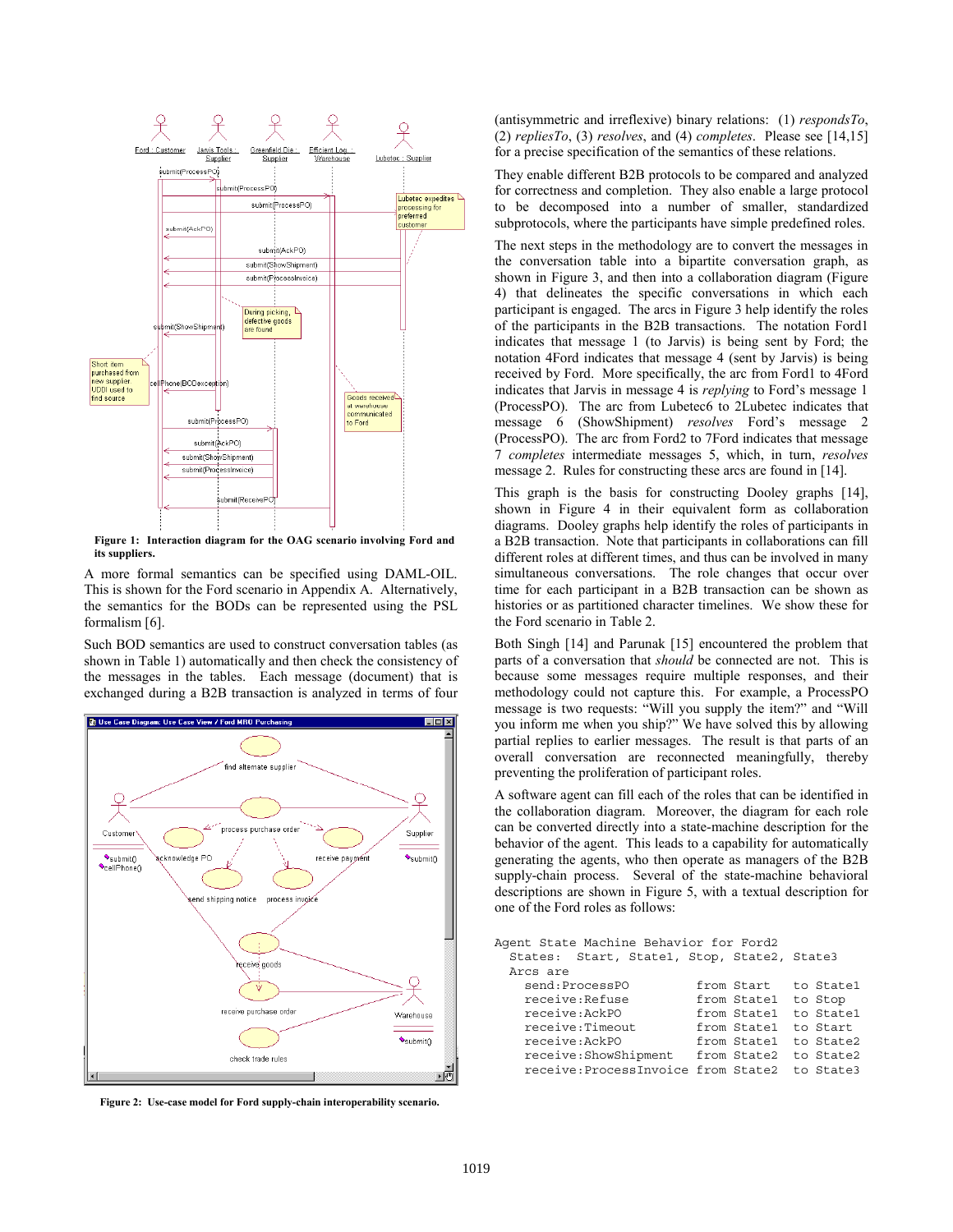Figure 1: Interaction diagram for the OAG scenario involving Ford and its suppliers.

A more formal semantics can be specified using DAML-OIL. This is shown for the Ford scenario in Appendix A. Alternatively, the semantics for the BODs can be represented using the PSL formalism [6].

Such BOD semantics are used to construct conversation tables (as shown in Table 1) automatically and then check the consistency of the messages in the tables. Each message (document) that is exchanged during a B2B transaction is analyzed in terms of four

Figure 2: Use-case model for Ford supply-chain interoperability scenario.

(antisymmetric and irreflexive) binary relations: (1) *respondsTo*, (2) *repliesTo*, (3) *resolves*, and (4) *completes*. Please see [14,15] for a precise specification of the semantics of these relations.

They enable different B2B protocols to be compared and analyzed for correctness and completion. They also enable a large protocol to be decomposed into a number of smaller, standardized subprotocols, where the participants have simple predefined roles.

The next steps in the methodology are to convert the messages in the conversation table into a bipartite conversation graph, as shown in Figure 3, and then into a collaboration diagram (Figure 4) that delineates the specific conversations in which each participant is engaged. The arcs in Figure 3 help identify the roles of the participants in the B2B transactions. The notation Ford1 indicates that message 1 (to Jarvis) is being sent by Ford; the notation 4Ford indicates that message 4 (sent by Jarvis) is being received by Ford. More specifically, the arc from Ford1 to 4Ford indicates that Jarvis in message 4 is *replying* to Ford's message 1 (ProcessPO). The arc from Lubetec6 to 2Lubetec indicates that message 6 (ShowShipment) *resolves* Ford's message 2 (ProcessPO). The arc from Ford2 to 7Ford indicates that message 7 *completes* intermediate messages 5, which, in turn, *resolves* message 2. Rules for constructing these arcs are found in [14].

This graph is the basis for constructing Dooley graphs [14], shown in Figure 4 in their equivalent form as collaboration diagrams. Dooley graphs help identify the roles of participants in a B2B transaction. Note that participants in collaborations can fill different roles at different times, and thus can be involved in many simultaneous conversations. The role changes that occur over time for each participant in a B2B transaction can be shown as histories or as partitioned character timelines. We show these for the Ford scenario in Table 2.

Both Singh [14] and Parunak [15] encountered the problem that parts of a conversation that *should* be connected are not. This is because some messages require multiple responses, and their methodology could not capture this. For example, a ProcessPO message is two requests: "Will you supply the item?" and "Will you inform me when you ship?" We have solved this by allowing partial replies to earlier messages. The result is that parts of an overall conversation are reconnected meaningfully, thereby preventing the proliferation of participant roles.

A software agent can fill each of the roles that can be identified in the collaboration diagram. Moreover, the diagram for each role can be converted directly into a state-machine description for the behavior of the agent. This leads to a capability for automatically generating the agents, who then operate as managers of the B2B supply-chain process. Several of the state-machine behavioral descriptions are shown in Figure 5, with a textual description for one of the Ford roles as follows:

```
Agent State Machine Behavior for Ford2
  States:  Start, State1, Stop, State2, State3
  Arcs are
    send:ProcessPO          from Start   to State1
    receive:Refuse          from State1  to Stop
    receive:AckPO           from State1  to State1
    receive:Timeout         from State1  to Start
    receive:AckPO           from State1  to State2
    receive:ShowShipment    from State2  to State2
    receive:ProcessInvoice  from State2  to State3
```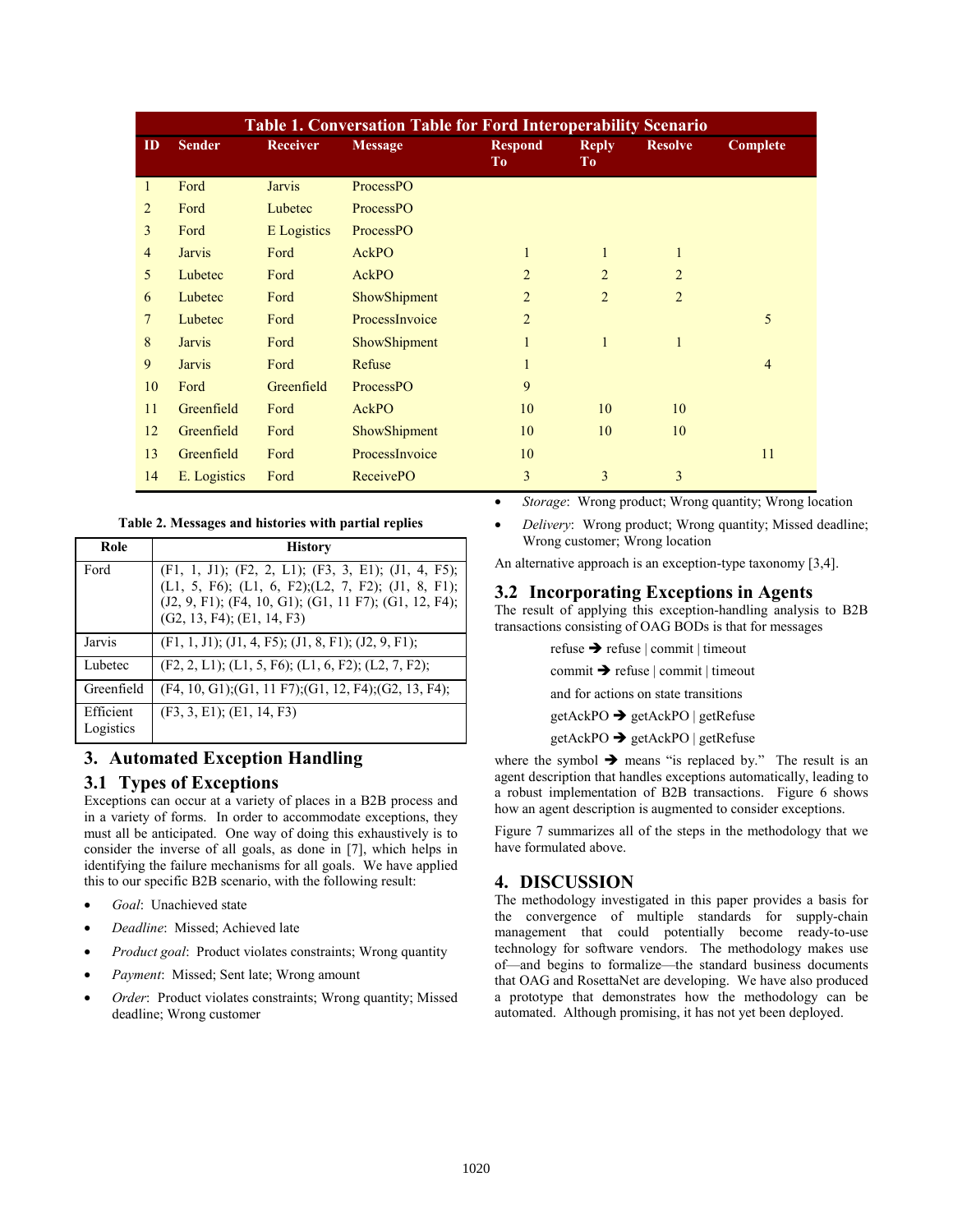**Table 1. Conversation Table for Ford Interoperability Scenario**

| ID | Sender | Receiver | Message | Respond To | Reply To | Resolve | Complete |
|---|---|---|---|---|---|---|---|
| 1 | Ford | Jarvis | ProcessPO | | | | |
| 2 | Ford | Lubetec | ProcessPO | | | | |
| 3 | Ford | E Logistics | ProcessPO | | | | |
| 4 | Jarvis | Ford | AckPO | 1 | 1 | 1 | |
| 5 | Lubetec | Ford | AckPO | 2 | 2 | 2 | |
| 6 | Lubetec | Ford | ShowShipment | 2 | 2 | 2 | |
| 7 | Lubetec | Ford | ProcessInvoice | 2 | | | 5 |
| 8 | Jarvis | Ford | ShowShipment | 1 | 1 | 1 | |
| 9 | Jarvis | Ford | Refuse | 1 | | | 4 |
| 10 | Ford | Greenfield | ProcessPO | 9 | | | |
| 11 | Greenfield | Ford | AckPO | 10 | 10 | 10 | |
| 12 | Greenfield | Ford | ShowShipment | 10 | 10 | 10 | |
| 13 | Greenfield | Ford | ProcessInvoice | 10 | | | 11 |
| 14 | E. Logistics | Ford | ReceivePO | 3 | 3 | 3 | |

**Table 2. Messages and histories with partial replies**

| Role | History |
|---|---|
| Ford | (F1, 1, J1); (F2, 2, L1); (F3, 3, E1); (J1, 4, F5); (L1, 5, F6); (L1, 6, F2);(L2, 7, F2); (J1, 8, F1); (J2, 9, F1); (F4, 10, G1); (G1, 11 F7); (G1, 12, F4); (G2, 13, F4); (E1, 14, F3) |
| Jarvis | (F1, 1, J1); (J1, 4, F5); (J1, 8, F1); (J2, 9, F1); |
| Lubetec | (F2, 2, L1); (L1, 5, F6); (L1, 6, F2); (L2, 7, F2); |
| Greenfield | (F4, 10, G1);(G1, 11 F7);(G1, 12, F4);(G2, 13, F4); |
| Efficient Logistics | (F3, 3, E1); (E1, 14, F3) |

## 3. Automated Exception Handling

### 3.1 Types of Exceptions

Exceptions can occur at a variety of places in a B2B process and in a variety of forms. In order to accommodate exceptions, they must all be anticipated. One way of doing this exhaustively is to consider the inverse of all goals, as done in [7], which helps in identifying the failure mechanisms for all goals. We have applied this to our specific B2B scenario, with the following result:

- *Goal*: Unachieved state
- *Deadline*: Missed; Achieved late
- *Product goal*: Product violates constraints; Wrong quantity
- *Payment*: Missed; Sent late; Wrong amount
- *Order*: Product violates constraints; Wrong quantity; Missed deadline; Wrong customer
- *Storage*: Wrong product; Wrong quantity; Wrong location
- *Delivery*: Wrong product; Wrong quantity; Missed deadline; Wrong customer; Wrong location

An alternative approach is an exception-type taxonomy [3,4].

### 3.2 Incorporating Exceptions in Agents

The result of applying this exception-handling analysis to B2B transactions consisting of OAG BODs is that for messages

refuse ➔ refuse | commit | timeout

commit ➔ refuse | commit | timeout

and for actions on state transitions

getAckPO ➔ getAckPO | getRefuse

getAckPO ➔ getAckPO | getRefuse

where the symbol ➔ means "is replaced by." The result is an agent description that handles exceptions automatically, leading to a robust implementation of B2B transactions. Figure 6 shows how an agent description is augmented to consider exceptions.

Figure 7 summarizes all of the steps in the methodology that we have formulated above.

## 4. DISCUSSION

The methodology investigated in this paper provides a basis for the convergence of multiple standards for supply-chain management that could potentially become ready-to-use technology for software vendors. The methodology makes use of—and begins to formalize—the standard business documents that OAG and RosettaNet are developing. We have also produced a prototype that demonstrates how the methodology can be automated. Although promising, it has not yet been deployed.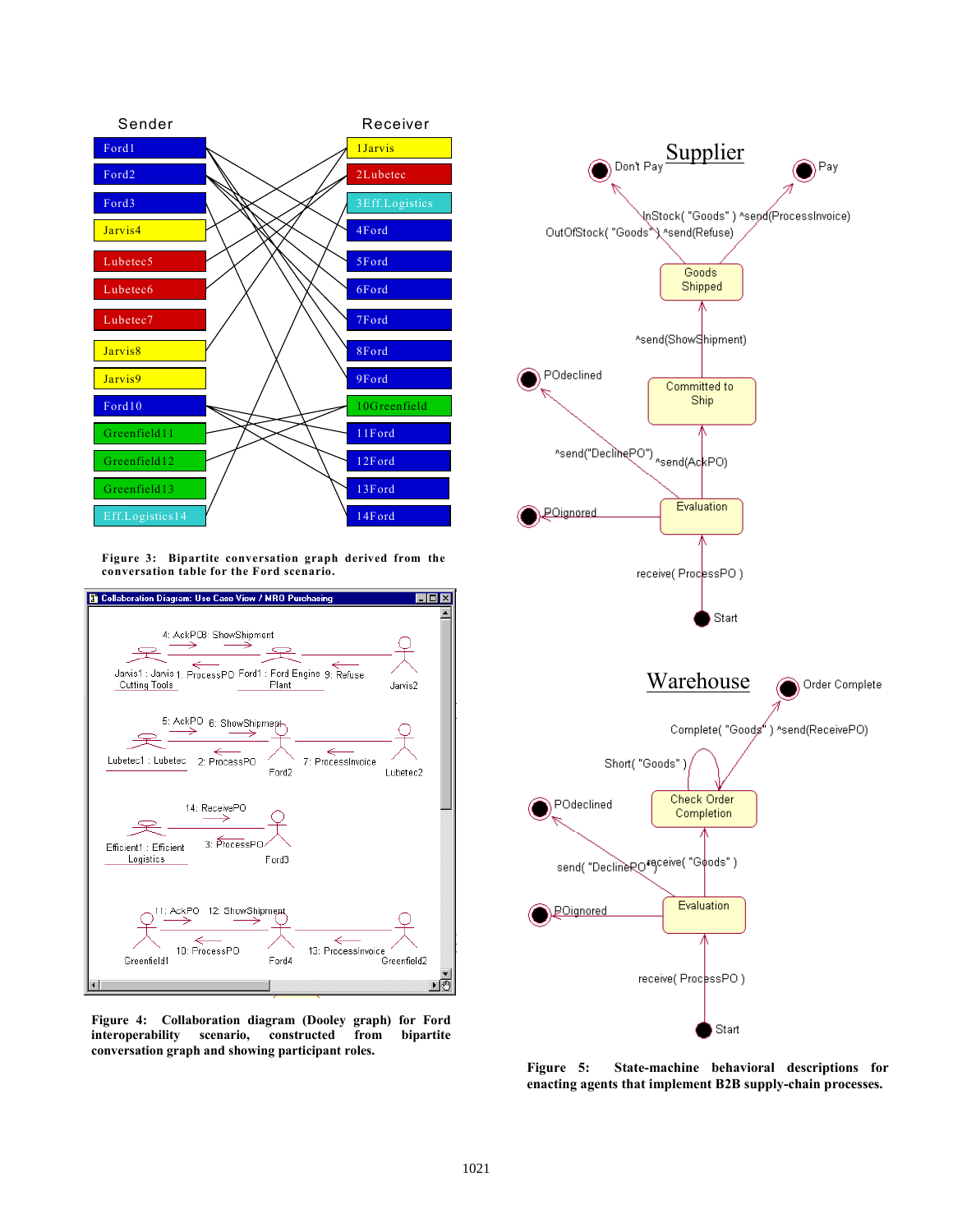**Figure 3: Bipartite conversation graph derived from the conversation table for the Ford scenario.**

**Figure 4: Collaboration diagram (Dooley graph) for Ford interoperability scenario, constructed from bipartite conversation graph and showing participant roles.**

**Figure 5: State-machine behavioral descriptions for enacting agents that implement B2B supply-chain processes.**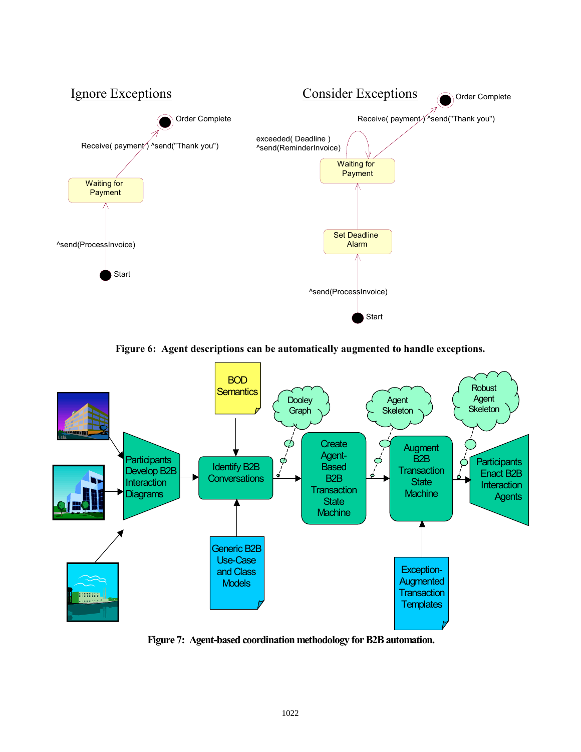Figure 6: Agent descriptions can be automatically augmented to handle exceptions.

Figure 7: Agent-based coordination methodology for B2B automation.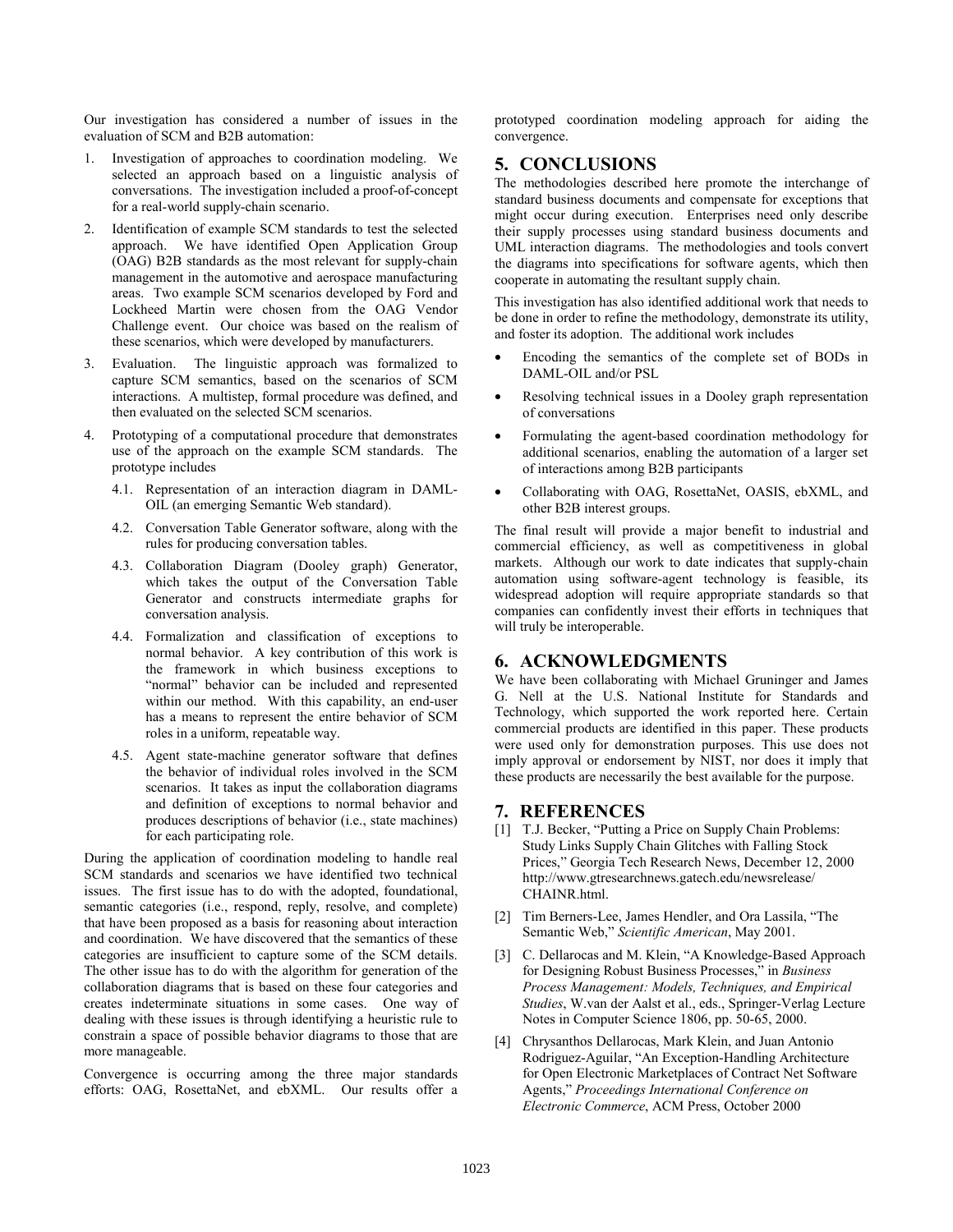Our investigation has considered a number of issues in the evaluation of SCM and B2B automation:

1. Investigation of approaches to coordination modeling. We selected an approach based on a linguistic analysis of conversations. The investigation included a proof-of-concept for a real-world supply-chain scenario.
2. Identification of example SCM standards to test the selected approach. We have identified Open Application Group (OAG) B2B standards as the most relevant for supply-chain management in the automotive and aerospace manufacturing areas. Two example SCM scenarios developed by Ford and Lockheed Martin were chosen from the OAG Vendor Challenge event. Our choice was based on the realism of these scenarios, which were developed by manufacturers.
3. Evaluation. The linguistic approach was formalized to capture SCM semantics, based on the scenarios of SCM interactions. A multistep, formal procedure was defined, and then evaluated on the selected SCM scenarios.
4. Prototyping of a computational procedure that demonstrates use of the approach on the example SCM standards. The prototype includes
    - 4.1. Representation of an interaction diagram in DAML-OIL (an emerging Semantic Web standard).
    - 4.2. Conversation Table Generator software, along with the rules for producing conversation tables.
    - 4.3. Collaboration Diagram (Dooley graph) Generator, which takes the output of the Conversation Table Generator and constructs intermediate graphs for conversation analysis.
    - 4.4. Formalization and classification of exceptions to normal behavior. A key contribution of this work is the framework in which business exceptions to "normal" behavior can be included and represented within our method. With this capability, an end-user has a means to represent the entire behavior of SCM roles in a uniform, repeatable way.
    - 4.5. Agent state-machine generator software that defines the behavior of individual roles involved in the SCM scenarios. It takes as input the collaboration diagrams and definition of exceptions to normal behavior and produces descriptions of behavior (i.e., state machines) for each participating role.

During the application of coordination modeling to handle real SCM standards and scenarios we have identified two technical issues. The first issue has to do with the adopted, foundational, semantic categories (i.e., respond, reply, resolve, and complete) that have been proposed as a basis for reasoning about interaction and coordination. We have discovered that the semantics of these categories are insufficient to capture some of the SCM details. The other issue has to do with the algorithm for generation of the collaboration diagrams that is based on these four categories and creates indeterminate situations in some cases. One way of dealing with these issues is through identifying a heuristic rule to constrain a space of possible behavior diagrams to those that are more manageable.

Convergence is occurring among the three major standards efforts: OAG, RosettaNet, and ebXML. Our results offer a prototyped coordination modeling approach for aiding the convergence.

## 5. CONCLUSIONS

The methodologies described here promote the interchange of standard business documents and compensate for exceptions that might occur during execution. Enterprises need only describe their supply processes using standard business documents and UML interaction diagrams. The methodologies and tools convert the diagrams into specifications for software agents, which then cooperate in automating the resultant supply chain.

This investigation has also identified additional work that needs to be done in order to refine the methodology, demonstrate its utility, and foster its adoption. The additional work includes

- Encoding the semantics of the complete set of BODs in DAML-OIL and/or PSL
- Resolving technical issues in a Dooley graph representation of conversations
- Formulating the agent-based coordination methodology for additional scenarios, enabling the automation of a larger set of interactions among B2B participants
- Collaborating with OAG, RosettaNet, OASIS, ebXML, and other B2B interest groups.

The final result will provide a major benefit to industrial and commercial efficiency, as well as competitiveness in global markets. Although our work to date indicates that supply-chain automation using software-agent technology is feasible, its widespread adoption will require appropriate standards so that companies can confidently invest their efforts in techniques that will truly be interoperable.

## 6. ACKNOWLEDGMENTS

We have been collaborating with Michael Gruninger and James G. Nell at the U.S. National Institute for Standards and Technology, which supported the work reported here. Certain commercial products are identified in this paper. These products were used only for demonstration purposes. This use does not imply approval or endorsement by NIST, nor does it imply that these products are necessarily the best available for the purpose.

## 7. REFERENCES

[1] T.J. Becker, "Putting a Price on Supply Chain Problems: Study Links Supply Chain Glitches with Falling Stock Prices," Georgia Tech Research News, December 12, 2000 http://www.gtresearchnews.gatech.edu/newsrelease/CHAINR.html.

[2] Tim Berners-Lee, James Hendler, and Ora Lassila, "The Semantic Web," *Scientific American*, May 2001.

[3] C. Dellarocas and M. Klein, "A Knowledge-Based Approach for Designing Robust Business Processes," in *Business Process Management: Models, Techniques, and Empirical Studies*, W.van der Aalst et al., eds., Springer-Verlag Lecture Notes in Computer Science 1806, pp. 50-65, 2000.

[4] Chrysanthos Dellarocas, Mark Klein, and Juan Antonio Rodriguez-Aguilar, "An Exception-Handling Architecture for Open Electronic Marketplaces of Contract Net Software Agents," *Proceedings International Conference on Electronic Commerce*, ACM Press, October 2000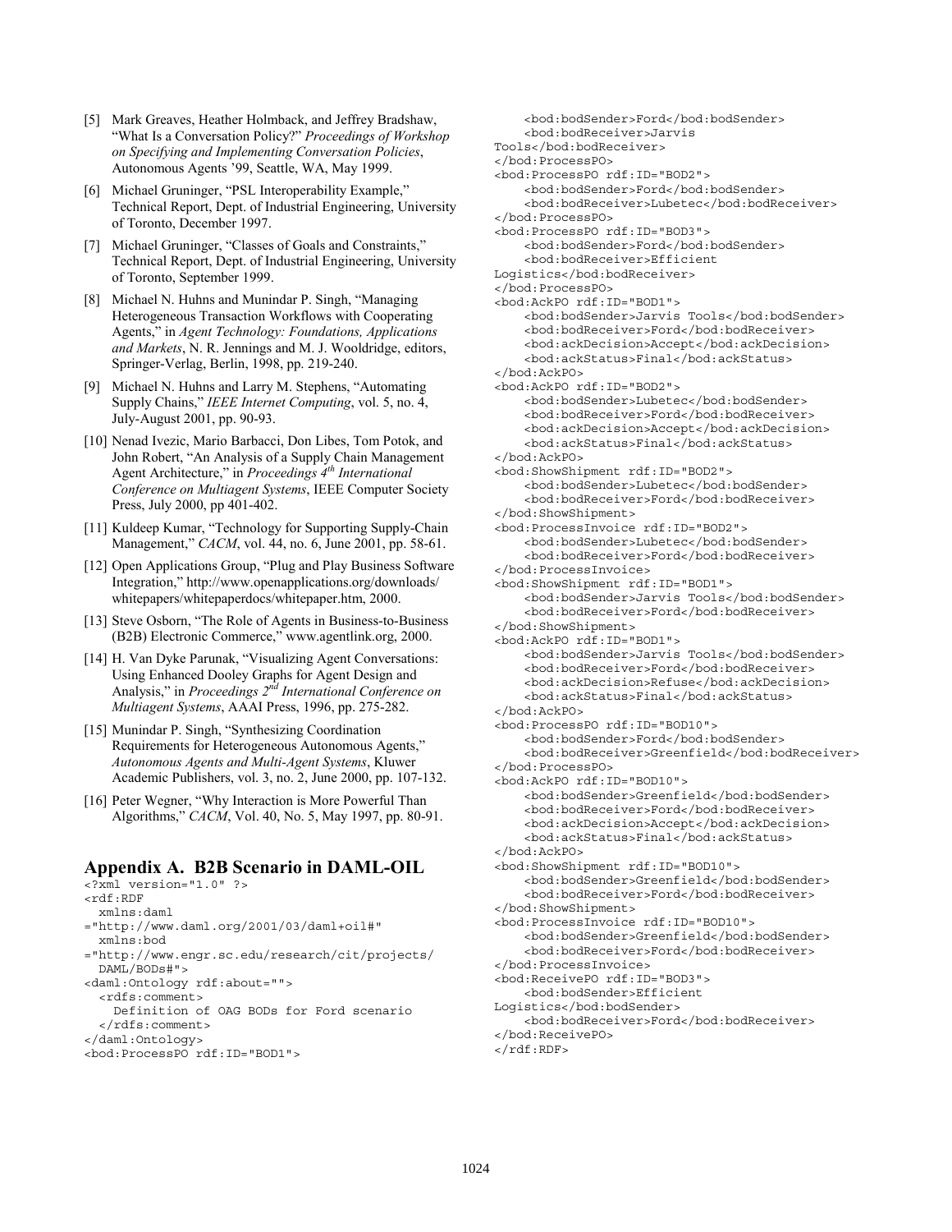[5] Mark Greaves, Heather Holmback, and Jeffrey Bradshaw, "What Is a Conversation Policy?" *Proceedings of Workshop on Specifying and Implementing Conversation Policies*, Autonomous Agents '99, Seattle, WA, May 1999.

[6] Michael Gruninger, "PSL Interoperability Example," Technical Report, Dept. of Industrial Engineering, University of Toronto, December 1997.

[7] Michael Gruninger, "Classes of Goals and Constraints," Technical Report, Dept. of Industrial Engineering, University of Toronto, September 1999.

[8] Michael N. Huhns and Munindar P. Singh, "Managing Heterogeneous Transaction Workflows with Cooperating Agents," in *Agent Technology: Foundations, Applications and Markets*, N. R. Jennings and M. J. Wooldridge, editors, Springer-Verlag, Berlin, 1998, pp. 219-240.

[9] Michael N. Huhns and Larry M. Stephens, "Automating Supply Chains," *IEEE Internet Computing*, vol. 5, no. 4, July-August 2001, pp. 90-93.

[10] Nenad Ivezic, Mario Barbacci, Don Libes, Tom Potok, and John Robert, "An Analysis of a Supply Chain Management Agent Architecture," in *Proceedings 4th International Conference on Multiagent Systems*, IEEE Computer Society Press, July 2000, pp 401-402.

[11] Kuldeep Kumar, "Technology for Supporting Supply-Chain Management," *CACM*, vol. 44, no. 6, June 2001, pp. 58-61.

[12] Open Applications Group, "Plug and Play Business Software Integration," http://www.openapplications.org/downloads/whitepapers/whitepaperdocs/whitepaper.htm, 2000.

[13] Steve Osborn, "The Role of Agents in Business-to-Business (B2B) Electronic Commerce," www.agentlink.org, 2000.

[14] H. Van Dyke Parunak, "Visualizing Agent Conversations: Using Enhanced Dooley Graphs for Agent Design and Analysis," in *Proceedings 2nd International Conference on Multiagent Systems*, AAAI Press, 1996, pp. 275-282.

[15] Munindar P. Singh, "Synthesizing Coordination Requirements for Heterogeneous Autonomous Agents," *Autonomous Agents and Multi-Agent Systems*, Kluwer Academic Publishers, vol. 3, no. 2, June 2000, pp. 107-132.

[16] Peter Wegner, "Why Interaction is More Powerful Than Algorithms," *CACM*, Vol. 40, No. 5, May 1997, pp. 80-91.

## Appendix A. B2B Scenario in DAML-OIL

```
<?xml version="1.0" ?>
<rdf:RDF
  xmlns:daml
="http://www.daml.org/2001/03/daml+oil#"
  xmlns:bod
="http://www.engr.sc.edu/research/cit/projects/
  DAML/BODs#">
<daml:Ontology rdf:about="">
  <rdfs:comment>
    Definition of OAG BODs for Ford scenario
  </rdfs:comment>
</daml:Ontology>
<bod:ProcessPO rdf:ID="BOD1">
    <bod:bodSender>Ford</bod:bodSender>
    <bod:bodReceiver>Jarvis
Tools</bod:bodReceiver>
</bod:ProcessPO>
<bod:ProcessPO rdf:ID="BOD2">
    <bod:bodSender>Ford</bod:bodSender>
    <bod:bodReceiver>Lubetec</bod:bodReceiver>
</bod:ProcessPO>
<bod:ProcessPO rdf:ID="BOD3">
    <bod:bodSender>Ford</bod:bodSender>
    <bod:bodReceiver>Efficient
Logistics</bod:bodReceiver>
</bod:ProcessPO>
<bod:AckPO rdf:ID="BOD1">
    <bod:bodSender>Jarvis Tools</bod:bodSender>
    <bod:bodReceiver>Ford</bod:bodReceiver>
    <bod:ackDecision>Accept</bod:ackDecision>
    <bod:ackStatus>Final</bod:ackStatus>
</bod:AckPO>
<bod:AckPO rdf:ID="BOD2">
    <bod:bodSender>Lubetec</bod:bodSender>
    <bod:bodReceiver>Ford</bod:bodReceiver>
    <bod:ackDecision>Accept</bod:ackDecision>
    <bod:ackStatus>Final</bod:ackStatus>
</bod:AckPO>
<bod:ShowShipment rdf:ID="BOD2">
    <bod:bodSender>Lubetec</bod:bodSender>
    <bod:bodReceiver>Ford</bod:bodReceiver>
</bod:ShowShipment>
<bod:ProcessInvoice rdf:ID="BOD2">
    <bod:bodSender>Lubetec</bod:bodSender>
    <bod:bodReceiver>Ford</bod:bodReceiver>
</bod:ProcessInvoice>
<bod:ShowShipment rdf:ID="BOD1">
    <bod:bodSender>Jarvis Tools</bod:bodSender>
    <bod:bodReceiver>Ford</bod:bodReceiver>
</bod:ShowShipment>
<bod:AckPO rdf:ID="BOD1">
    <bod:bodSender>Jarvis Tools</bod:bodSender>
    <bod:bodReceiver>Ford</bod:bodReceiver>
    <bod:ackDecision>Refuse</bod:ackDecision>
    <bod:ackStatus>Final</bod:ackStatus>
</bod:AckPO>
<bod:ProcessPO rdf:ID="BOD10">
    <bod:bodSender>Ford</bod:bodSender>
    <bod:bodReceiver>Greenfield</bod:bodReceiver>
</bod:ProcessPO>
<bod:AckPO rdf:ID="BOD10">
    <bod:bodSender>Greenfield</bod:bodSender>
    <bod:bodReceiver>Ford</bod:bodReceiver>
    <bod:ackDecision>Accept</bod:ackDecision>
    <bod:ackStatus>Final</bod:ackStatus>
</bod:AckPO>
<bod:ShowShipment rdf:ID="BOD10">
    <bod:bodSender>Greenfield</bod:bodSender>
    <bod:bodReceiver>Ford</bod:bodReceiver>
</bod:ShowShipment>
<bod:ProcessInvoice rdf:ID="BOD10">
    <bod:bodSender>Greenfield</bod:bodSender>
    <bod:bodReceiver>Ford</bod:bodReceiver>
</bod:ProcessInvoice>
<bod:ReceivePO rdf:ID="BOD3">
    <bod:bodSender>Efficient
Logistics</bod:bodSender>
    <bod:bodReceiver>Ford</bod:bodReceiver>
</bod:ReceivePO>
</rdf:RDF>
```